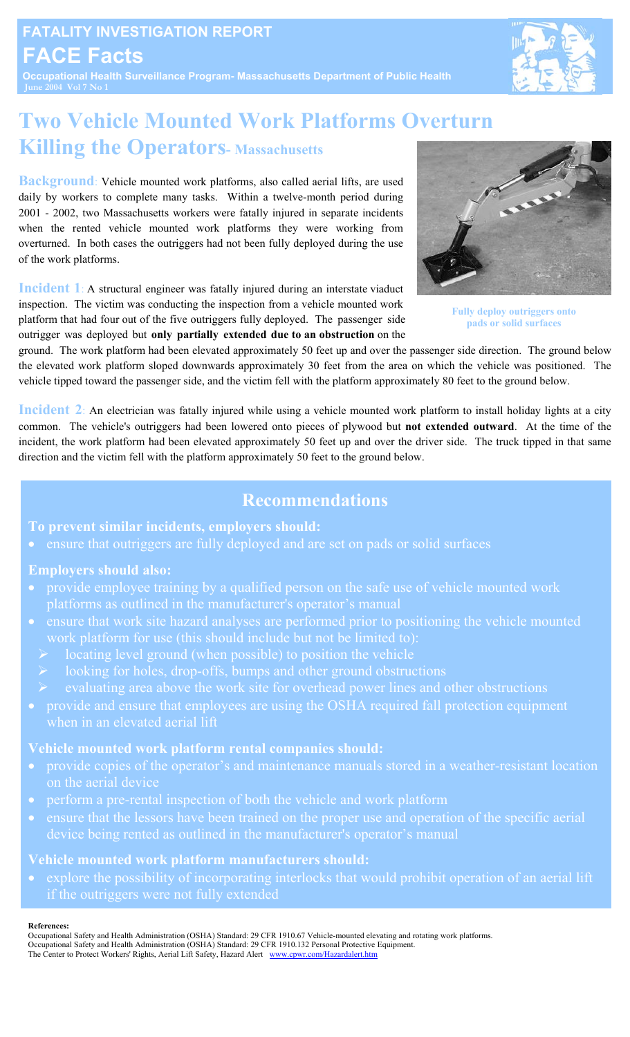# FATALITY INVESTIGATION REPORT

# FACE Facts

**Occupational Health Surveillance Program- Massachusetts Department of Public Health**

June 2004 Vol 7 No 1

# Two Vehicle Mounted Work Platforms Overturn Killing the Operators- Massachusetts

**Background**: Vehicle mounted work platforms, also called aerial lifts, are used daily by workers to complete many tasks. Within a twelve-month period during 2001 - 2002, two Massachusetts workers were fatally injured in separate incidents when the rented vehicle mounted work platforms they were working from overturned. In both cases the outriggers had not been fully deployed during the use of the work platforms.

Fully deploy outriggers onto pads or solid surfaces

**Incident 1**: A structural engineer was fatally injured during an interstate viaduct inspection. The victim was conducting the inspection from a vehicle mounted work platform that had four out of the five outriggers fully deployed. The passenger side outrigger was deployed but **only partially extended due to an obstruction** on the ground. The work platform had been elevated approximately 50 feet up and over the passenger side direction. The ground below the elevated work platform sloped downwards approximately 30 feet from the area on which the vehicle was positioned. The vehicle tipped toward the passenger side, and the victim fell with the platform approximately 80 feet to the ground below.

**Incident 2**: An electrician was fatally injured while using a vehicle mounted work platform to install holiday lights at a city common. The vehicle's outriggers had been lowered onto pieces of plywood but **not extended outward**. At the time of the incident, the work platform had been elevated approximately 50 feet up and over the driver side. The truck tipped in that same direction and the victim fell with the platform approximately 50 feet to the ground below.

## Recommendations

**To prevent similar incidents, employers should:**

- ensure that outriggers are fully deployed and are set on pads or solid surfaces

**Employers should also:**

- provide employee training by a qualified person on the safe use of vehicle mounted work platforms as outlined in the manufacturer's operator's manual
- ensure that work site hazard analyses are performed prior to positioning the vehicle mounted work platform for use (this should include but not be limited to):
  - locating level ground (when possible) to position the vehicle
  - looking for holes, drop-offs, bumps and other ground obstructions
  - evaluating area above the work site for overhead power lines and other obstructions
- provide and ensure that employees are using the OSHA required fall protection equipment when in an elevated aerial lift

**Vehicle mounted work platform rental companies should:**

- provide copies of the operator's and maintenance manuals stored in a weather-resistant location on the aerial device
- perform a pre-rental inspection of both the vehicle and work platform
- ensure that the lessors have been trained on the proper use and operation of the specific aerial device being rented as outlined in the manufacturer's operator's manual

**Vehicle mounted work platform manufacturers should:**

- explore the possibility of incorporating interlocks that would prohibit operation of an aerial lift if the outriggers were not fully extended

**References:**

Occupational Safety and Health Administration (OSHA) Standard: 29 CFR 1910.67 Vehicle-mounted elevating and rotating work platforms.
Occupational Safety and Health Administration (OSHA) Standard: 29 CFR 1910.132 Personal Protective Equipment.
The Center to Protect Workers' Rights, Aerial Lift Safety, Hazard Alert www.cpwr.com/Hazardalert.htm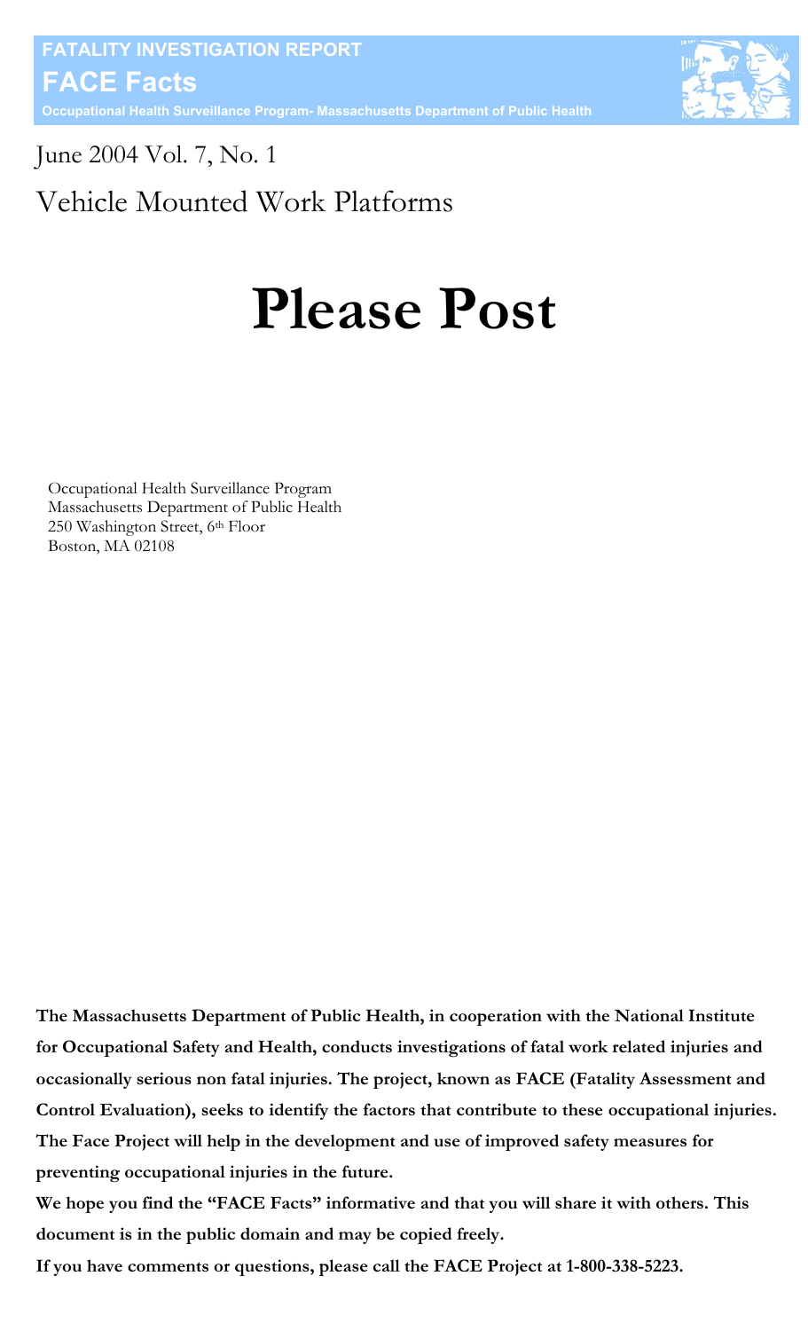**FATALITY INVESTIGATION REPORT**

# FACE Facts

**Occupational Health Surveillance Program- Massachusetts Department of Public Health**

June 2004 Vol. 7, No. 1

## Vehicle Mounted Work Platforms

# Please Post

Occupational Health Surveillance Program
Massachusetts Department of Public Health
250 Washington Street, 6th Floor
Boston, MA 02108

**The Massachusetts Department of Public Health, in cooperation with the National Institute for Occupational Safety and Health, conducts investigations of fatal work related injuries and occasionally serious non fatal injuries. The project, known as FACE (Fatality Assessment and Control Evaluation), seeks to identify the factors that contribute to these occupational injuries. The Face Project will help in the development and use of improved safety measures for preventing occupational injuries in the future.**

**We hope you find the "FACE Facts" informative and that you will share it with others. This document is in the public domain and may be copied freely.**

**If you have comments or questions, please call the FACE Project at 1-800-338-5223.**